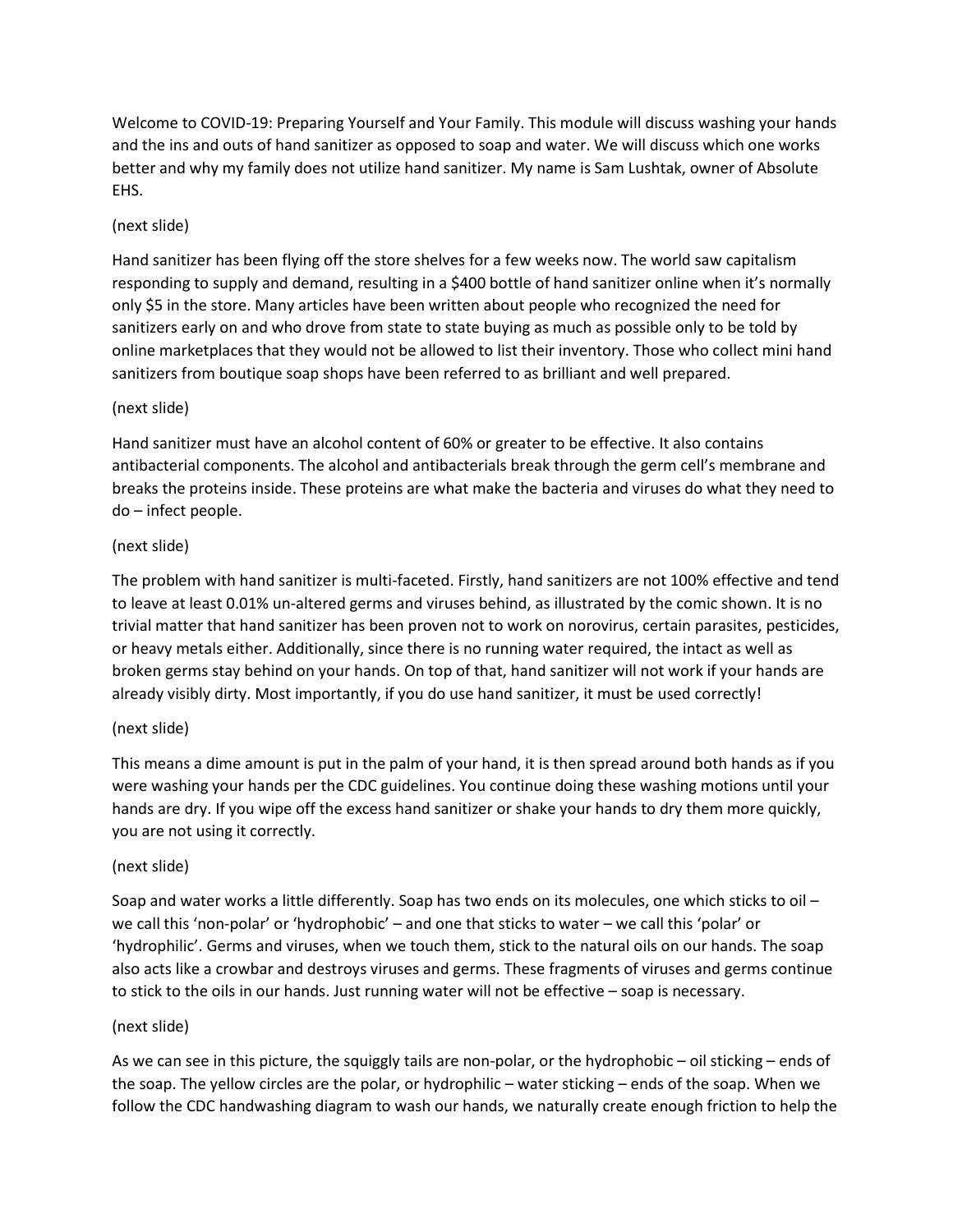Welcome to COVID-19: Preparing Yourself and Your Family. This module will discuss washing your hands and the ins and outs of hand sanitizer as opposed to soap and water. We will discuss which one works better and why my family does not utilize hand sanitizer. My name is Sam Lushtak, owner of Absolute EHS.

(next slide)

Hand sanitizer has been flying off the store shelves for a few weeks now. The world saw capitalism responding to supply and demand, resulting in a $400 bottle of hand sanitizer online when it's normally only $5 in the store. Many articles have been written about people who recognized the need for sanitizers early on and who drove from state to state buying as much as possible only to be told by online marketplaces that they would not be allowed to list their inventory. Those who collect mini hand sanitizers from boutique soap shops have been referred to as brilliant and well prepared.

(next slide)

Hand sanitizer must have an alcohol content of 60% or greater to be effective. It also contains antibacterial components. The alcohol and antibacterials break through the germ cell's membrane and breaks the proteins inside. These proteins are what make the bacteria and viruses do what they need to do – infect people.

(next slide)

The problem with hand sanitizer is multi-faceted. Firstly, hand sanitizers are not 100% effective and tend to leave at least 0.01% un-altered germs and viruses behind, as illustrated by the comic shown. It is no trivial matter that hand sanitizer has been proven not to work on norovirus, certain parasites, pesticides, or heavy metals either. Additionally, since there is no running water required, the intact as well as broken germs stay behind on your hands. On top of that, hand sanitizer will not work if your hands are already visibly dirty. Most importantly, if you do use hand sanitizer, it must be used correctly!

(next slide)

This means a dime amount is put in the palm of your hand, it is then spread around both hands as if you were washing your hands per the CDC guidelines. You continue doing these washing motions until your hands are dry. If you wipe off the excess hand sanitizer or shake your hands to dry them more quickly, you are not using it correctly.

(next slide)

Soap and water works a little differently. Soap has two ends on its molecules, one which sticks to oil – we call this 'non-polar' or 'hydrophobic' – and one that sticks to water – we call this 'polar' or 'hydrophilic'. Germs and viruses, when we touch them, stick to the natural oils on our hands. The soap also acts like a crowbar and destroys viruses and germs. These fragments of viruses and germs continue to stick to the oils in our hands. Just running water will not be effective – soap is necessary.

(next slide)

As we can see in this picture, the squiggly tails are non-polar, or the hydrophobic – oil sticking – ends of the soap. The yellow circles are the polar, or hydrophilic – water sticking – ends of the soap. When we follow the CDC handwashing diagram to wash our hands, we naturally create enough friction to help the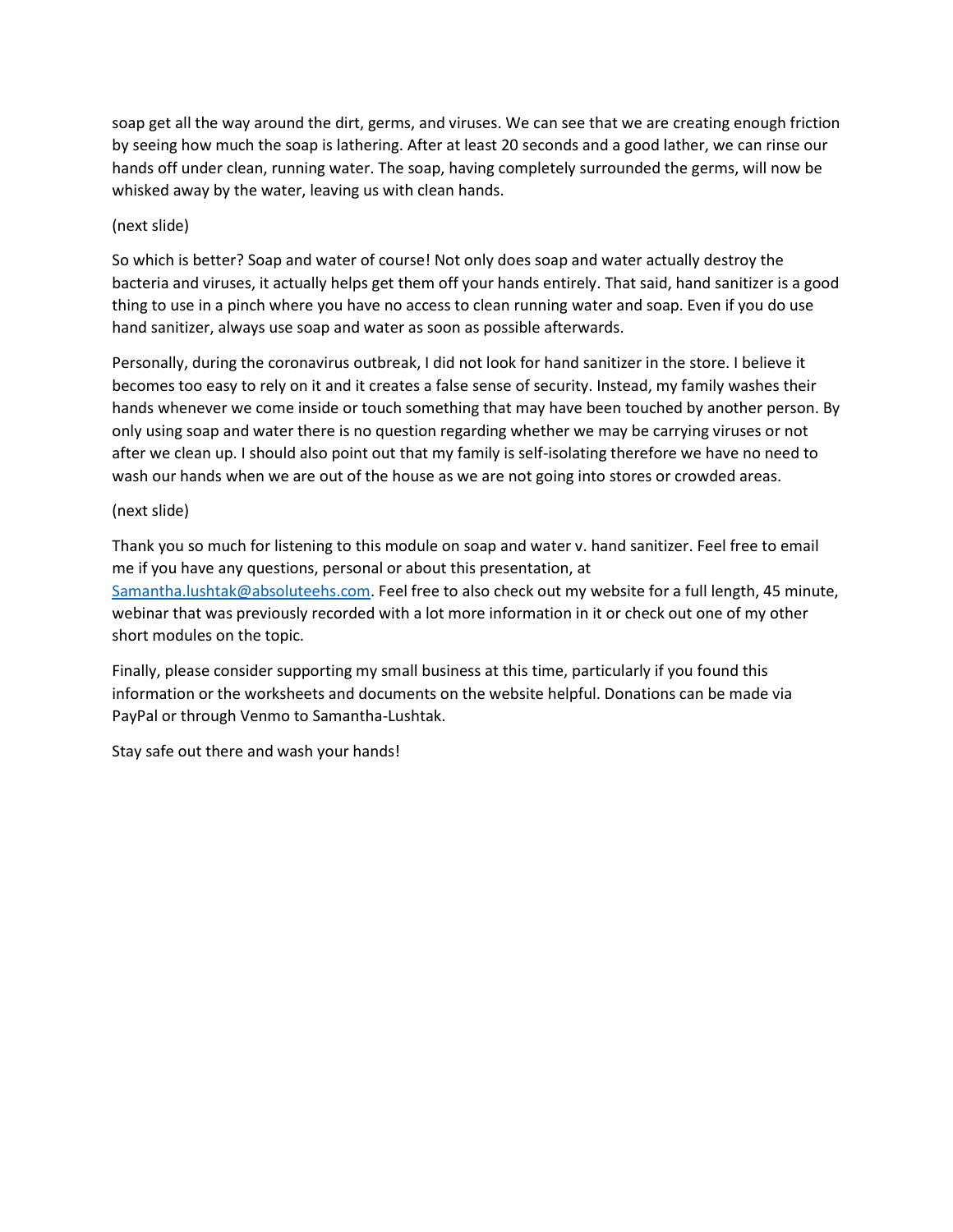soap get all the way around the dirt, germs, and viruses. We can see that we are creating enough friction by seeing how much the soap is lathering. After at least 20 seconds and a good lather, we can rinse our hands off under clean, running water. The soap, having completely surrounded the germs, will now be whisked away by the water, leaving us with clean hands.

(next slide)

So which is better? Soap and water of course! Not only does soap and water actually destroy the bacteria and viruses, it actually helps get them off your hands entirely. That said, hand sanitizer is a good thing to use in a pinch where you have no access to clean running water and soap. Even if you do use hand sanitizer, always use soap and water as soon as possible afterwards.

Personally, during the coronavirus outbreak, I did not look for hand sanitizer in the store. I believe it becomes too easy to rely on it and it creates a false sense of security. Instead, my family washes their hands whenever we come inside or touch something that may have been touched by another person. By only using soap and water there is no question regarding whether we may be carrying viruses or not after we clean up. I should also point out that my family is self-isolating therefore we have no need to wash our hands when we are out of the house as we are not going into stores or crowded areas.

(next slide)

Thank you so much for listening to this module on soap and water v. hand sanitizer. Feel free to email me if you have any questions, personal or about this presentation, at [Samantha.lushtak@absoluteehs.com](mailto:Samantha.lushtak@absoluteehs.com). Feel free to also check out my website for a full length, 45 minute, webinar that was previously recorded with a lot more information in it or check out one of my other short modules on the topic.

Finally, please consider supporting my small business at this time, particularly if you found this information or the worksheets and documents on the website helpful. Donations can be made via PayPal or through Venmo to Samantha-Lushtak.

Stay safe out there and wash your hands!